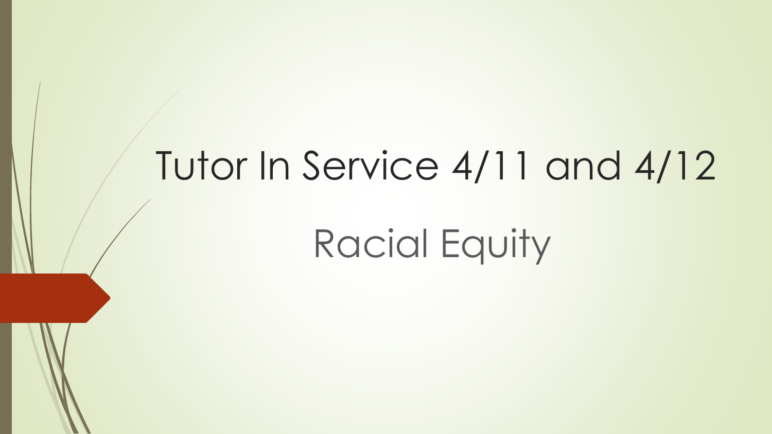# Tutor In Service 4/11 and 4/12

## Racial Equity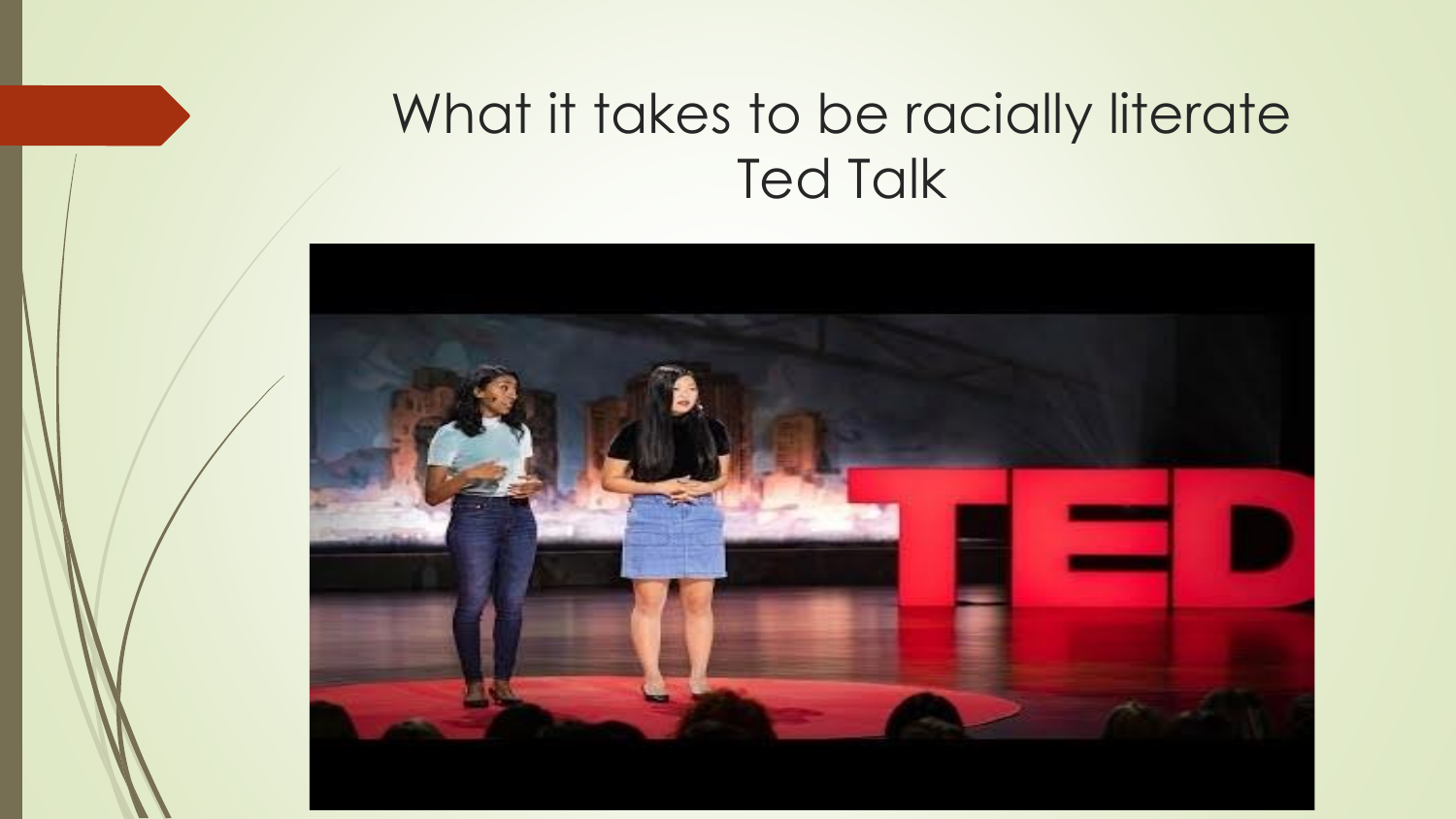# What it takes to be racially literate Ted Talk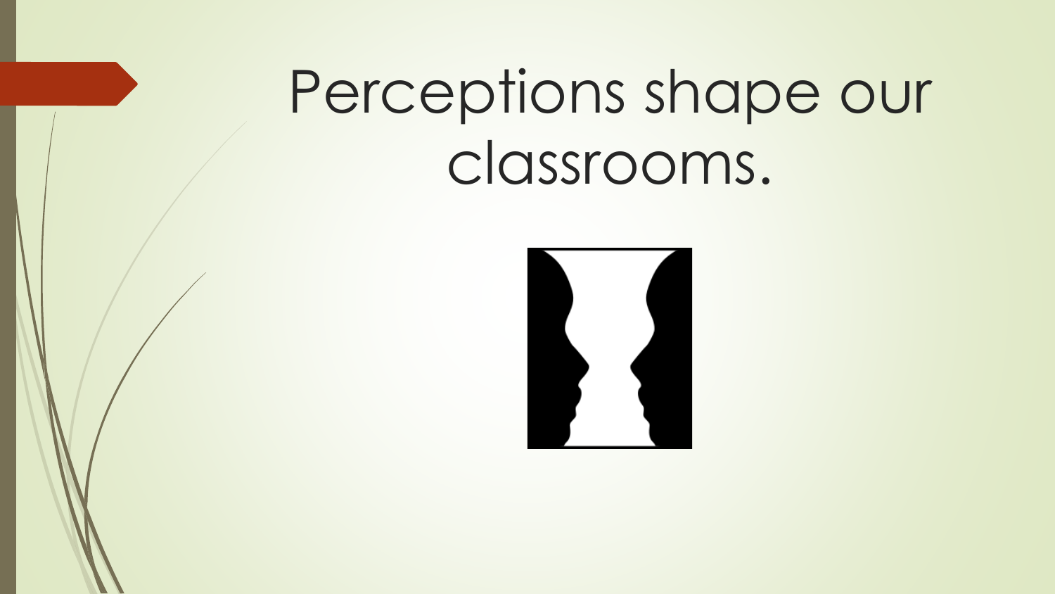# Perceptions shape our classrooms.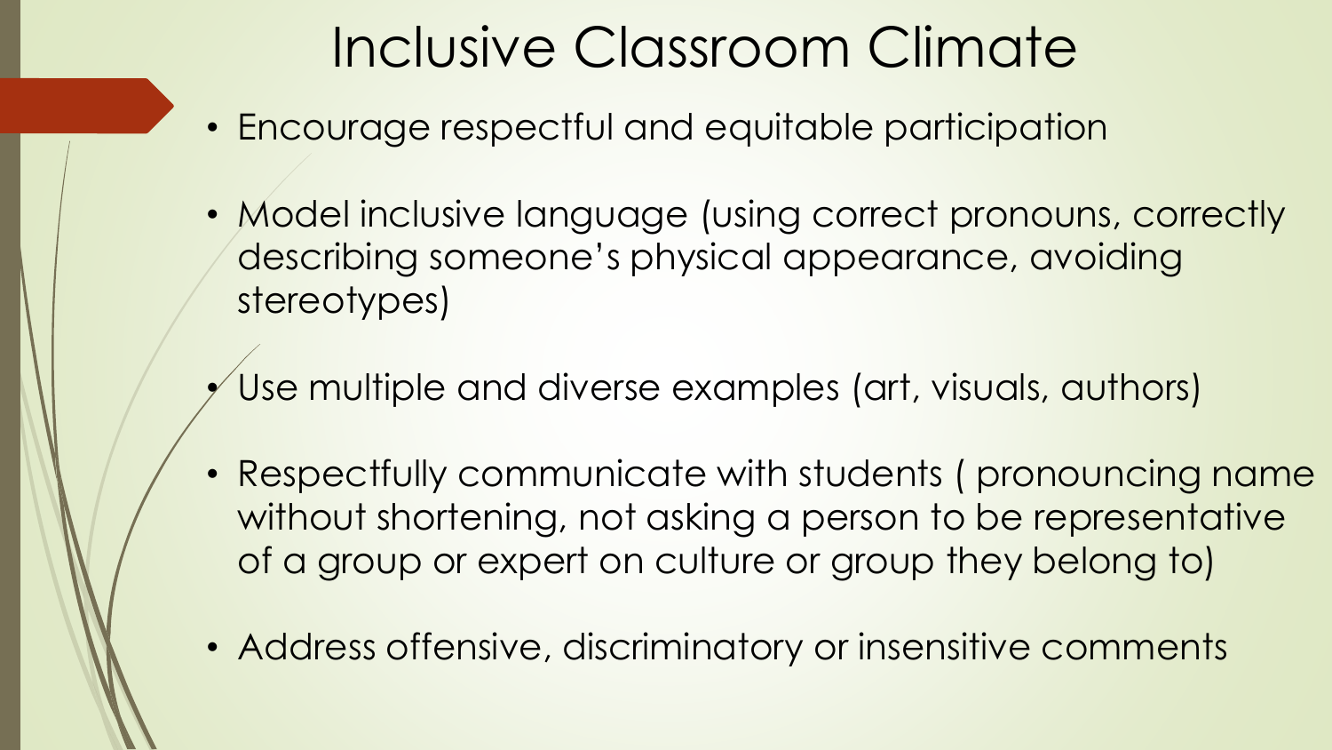# Inclusive Classroom Climate

- Encourage respectful and equitable participation
- Model inclusive language (using correct pronouns, correctly describing someone's physical appearance, avoiding stereotypes)
- Use multiple and diverse examples (art, visuals, authors)
- Respectfully communicate with students ( pronouncing name without shortening, not asking a person to be representative of a group or expert on culture or group they belong to)
- Address offensive, discriminatory or insensitive comments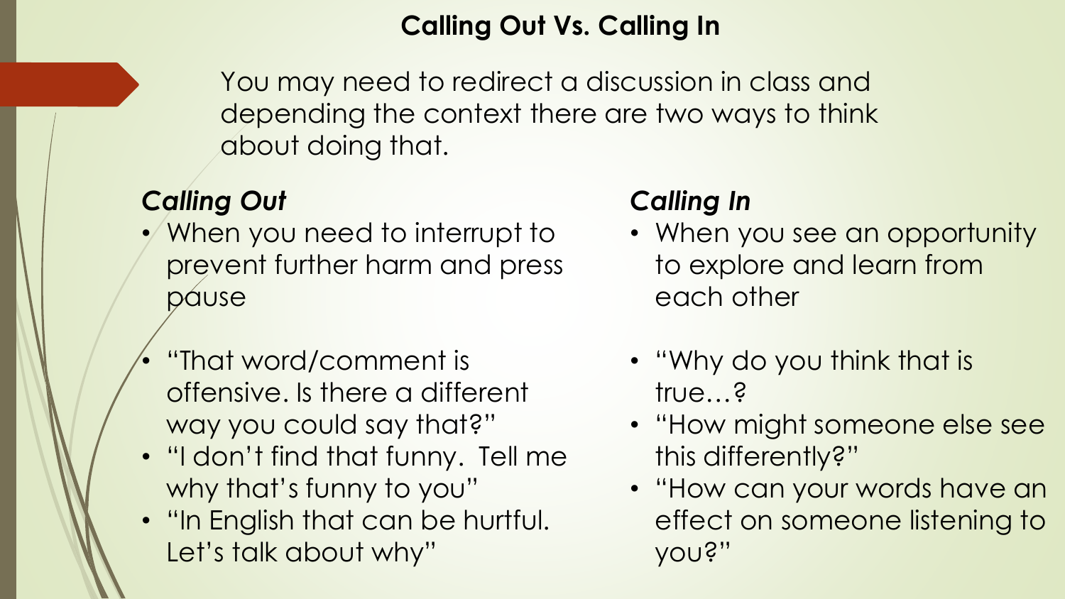# Calling Out Vs. Calling In

You may need to redirect a discussion in class and depending the context there are two ways to think about doing that.

### *Calling Out*

- When you need to interrupt to prevent further harm and press pause

- "That word/comment is offensive. Is there a different way you could say that?"
- "I don't find that funny. Tell me why that's funny to you"
- "In English that can be hurtful. Let's talk about why"

### *Calling In*

- When you see an opportunity to explore and learn from each other

- "Why do you think that is true…?
- "How might someone else see this differently?"
- "How can your words have an effect on someone listening to you?"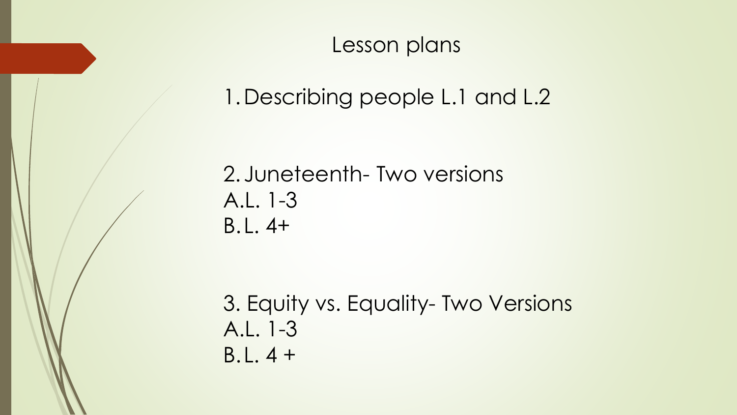# Lesson plans

1. Describing people L.1 and L.2

2. Juneteenth- Two versions
   A. L. 1-3
   B. L. 4+

3. Equity vs. Equality- Two Versions
   A. L. 1-3
   B. L. 4 +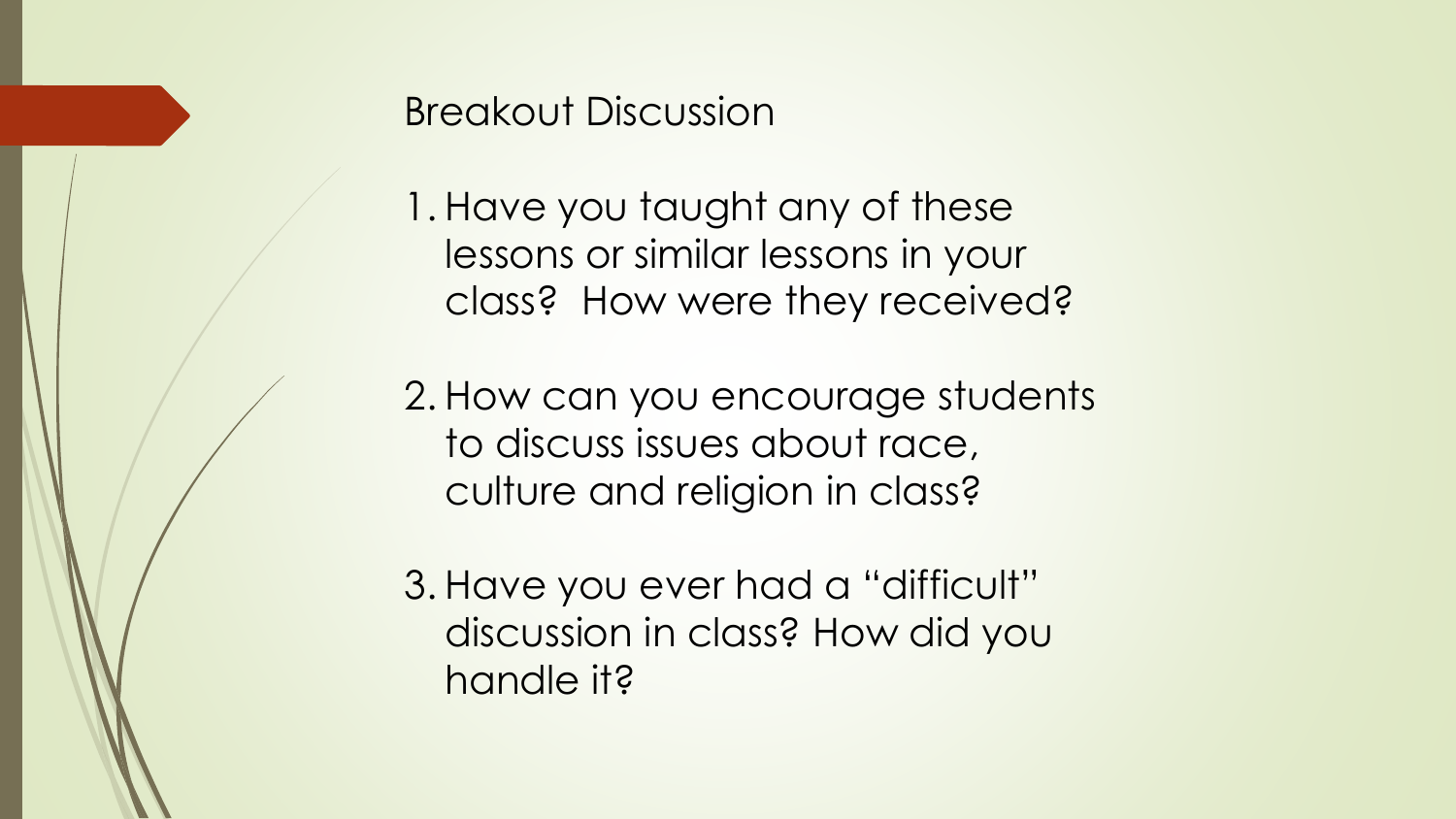## Breakout Discussion

1. Have you taught any of these lessons or similar lessons in your class? How were they received?

2. How can you encourage students to discuss issues about race, culture and religion in class?

3. Have you ever had a "difficult" discussion in class? How did you handle it?